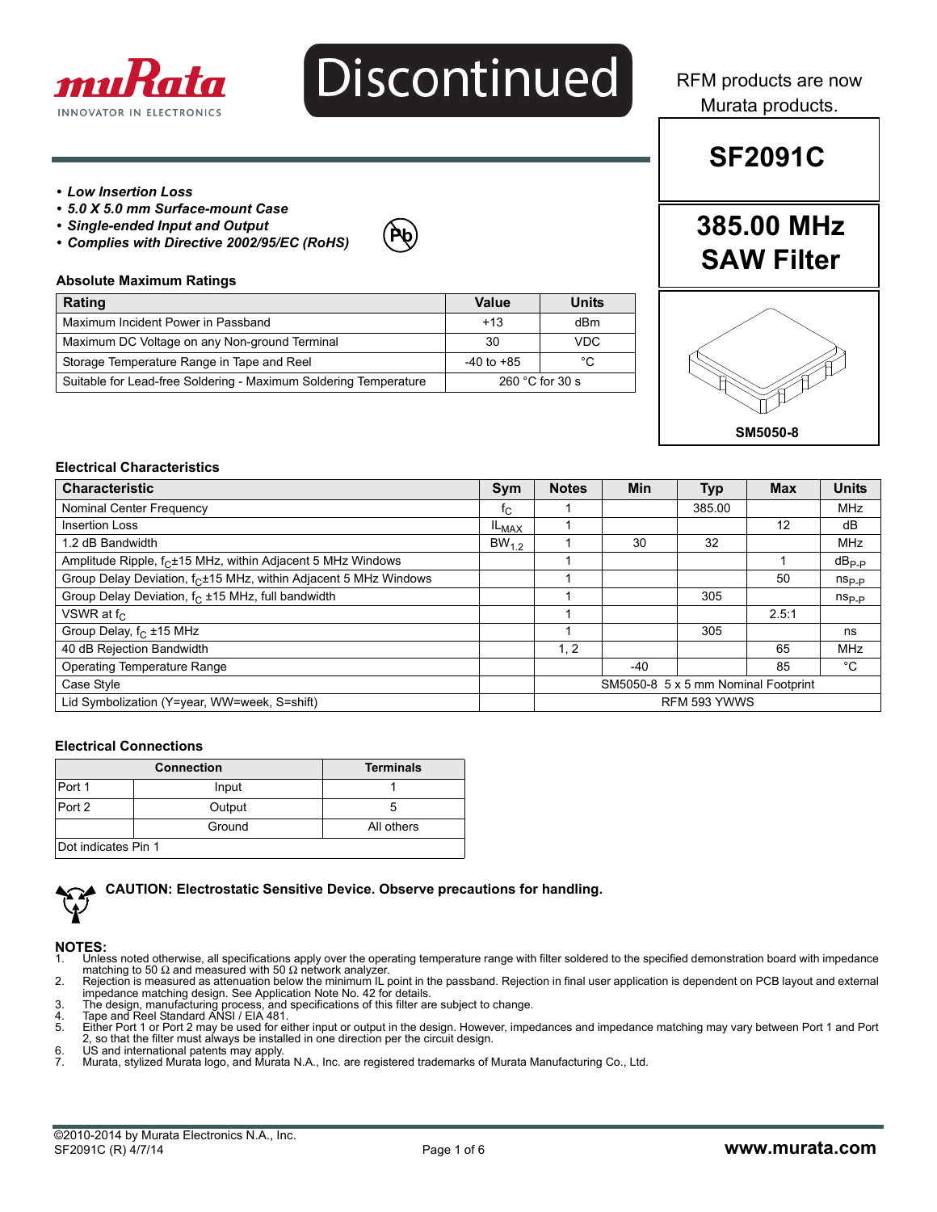muRata INNOVATOR IN ELECTRONICS

Discontinued

RFM products are now Murata products.

# SF2091C

## 385.00 MHz SAW Filter

SM5050-8

- ***Low Insertion Loss***
- ***5.0 X 5.0 mm Surface-mount Case***
- ***Single-ended Input and Output***
- ***Complies with Directive 2002/95/EC (RoHS)***

### Absolute Maximum Ratings

| Rating | Value | Units |
|---|---|---|
| Maximum Incident Power in Passband | +13 | dBm |
| Maximum DC Voltage on any Non-ground Terminal | 30 | VDC |
| Storage Temperature Range in Tape and Reel | -40 to +85 | °C |
| Suitable for Lead-free Soldering - Maximum Soldering Temperature | 260 °C for 30 s | |

### Electrical Characteristics

| Characteristic | Sym | Notes | Min | Typ | Max | Units |
|---|---|---|---|---|---|---|
| Nominal Center Frequency | $f_C$ | 1 | | 385.00 | | MHz |
| Insertion Loss | $IL_{MAX}$ | 1 | | | 12 | dB |
| 1.2 dB Bandwidth | $BW_{1.2}$ | 1 | 30 | 32 | | MHz |
| Amplitude Ripple, $f_C$±15 MHz, within Adjacent 5 MHz Windows | | 1 | | | 1 | $dB_{P\text{-}P}$ |
| Group Delay Deviation, $f_C$±15 MHz, within Adjacent 5 MHz Windows | | 1 | | | 50 | $ns_{P\text{-}P}$ |
| Group Delay Deviation, $f_C$ ±15 MHz, full bandwidth | | 1 | | 305 | | $ns_{P\text{-}P}$ |
| VSWR at $f_C$ | | 1 | | | 2.5:1 | |
| Group Delay, $f_C$ ±15 MHz | | 1 | | 305 | | ns |
| 40 dB Rejection Bandwidth | | 1, 2 | | | 65 | MHz |
| Operating Temperature Range | | | -40 | | 85 | °C |
| Case Style | | SM5050-8 5 x 5 mm Nominal Footprint | | | | |
| Lid Symbolization (Y=year, WW=week, S=shift) | | RFM 593 YWWS | | | | |

### Electrical Connections

| Connection | | Terminals |
|---|---|---|
| Port 1 | Input | 1 |
| Port 2 | Output | 5 |
| | Ground | All others |
| Dot indicates Pin 1 | | |

**CAUTION: Electrostatic Sensitive Device. Observe precautions for handling.**

**NOTES:**

1. Unless noted otherwise, all specifications apply over the operating temperature range with filter soldered to the specified demonstration board with impedance matching to 50 Ω and measured with 50 Ω network analyzer.
2. Rejection is measured as attenuation below the minimum IL point in the passband. Rejection in final user application is dependent on PCB layout and external impedance matching design. See Application Note No. 42 for details.
3. The design, manufacturing process, and specifications of this filter are subject to change.
4. Tape and Reel Standard ANSI / EIA 481.
5. Either Port 1 or Port 2 may be used for either input or output in the design. However, impedances and impedance matching may vary between Port 1 and Port 2, so that the filter must always be installed in one direction per the circuit design.
6. US and international patents may apply.
7. Murata, stylized Murata logo, and Murata N.A., Inc. are registered trademarks of Murata Manufacturing Co., Ltd.

©2010-2014 by Murata Electronics N.A., Inc.
SF2091C (R) 4/7/14

www.murata.com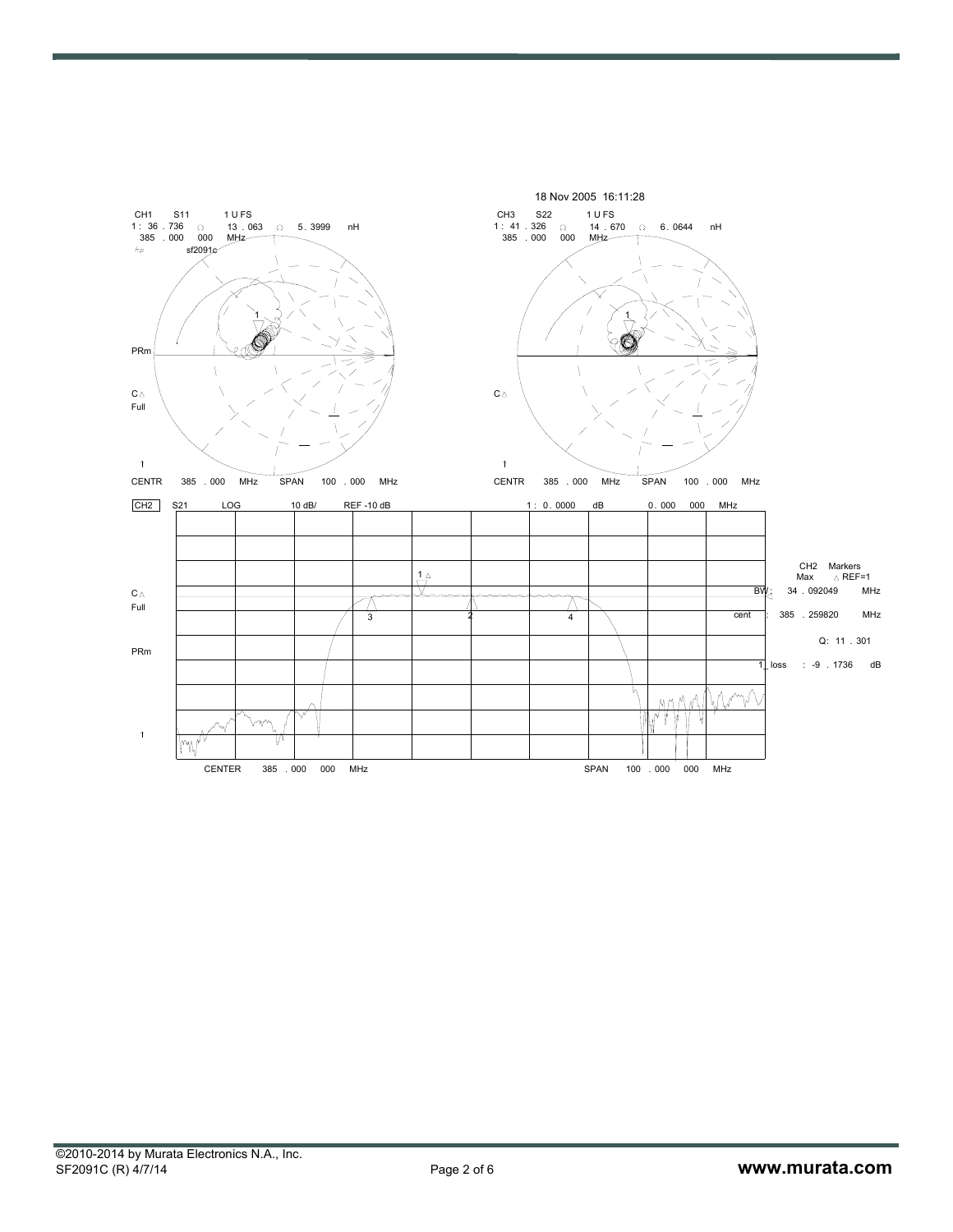18 Nov 2005 16:11:28

CH1 S11 1 U FS
1: 36.736 Ω 13.063 Ω 5.3999 nH
385.000 000 MHz
hp sf2091c

PRm

C△
Full

CENTR 385.000 MHz SPAN 100.000 MHz

CH3 S22 1 U FS
1: 41.326 Ω 14.670 Ω 6.0644 nH
385.000 000 MHz

C△

CENTR 385.000 MHz SPAN 100.000 MHz

CH2 S21 LOG 10 dB/ REF -10 dB 1: 0.0000 dB 0.000 000 MHz

C△
Full

PRm

CH2 Markers
Max △ REF=1
BW: 34.092049 MHz
cent: 385.259820 MHz
Q: 11.301
loss: -9.1736 dB

CENTER 385.000 000 MHz SPAN 100.000 000 MHz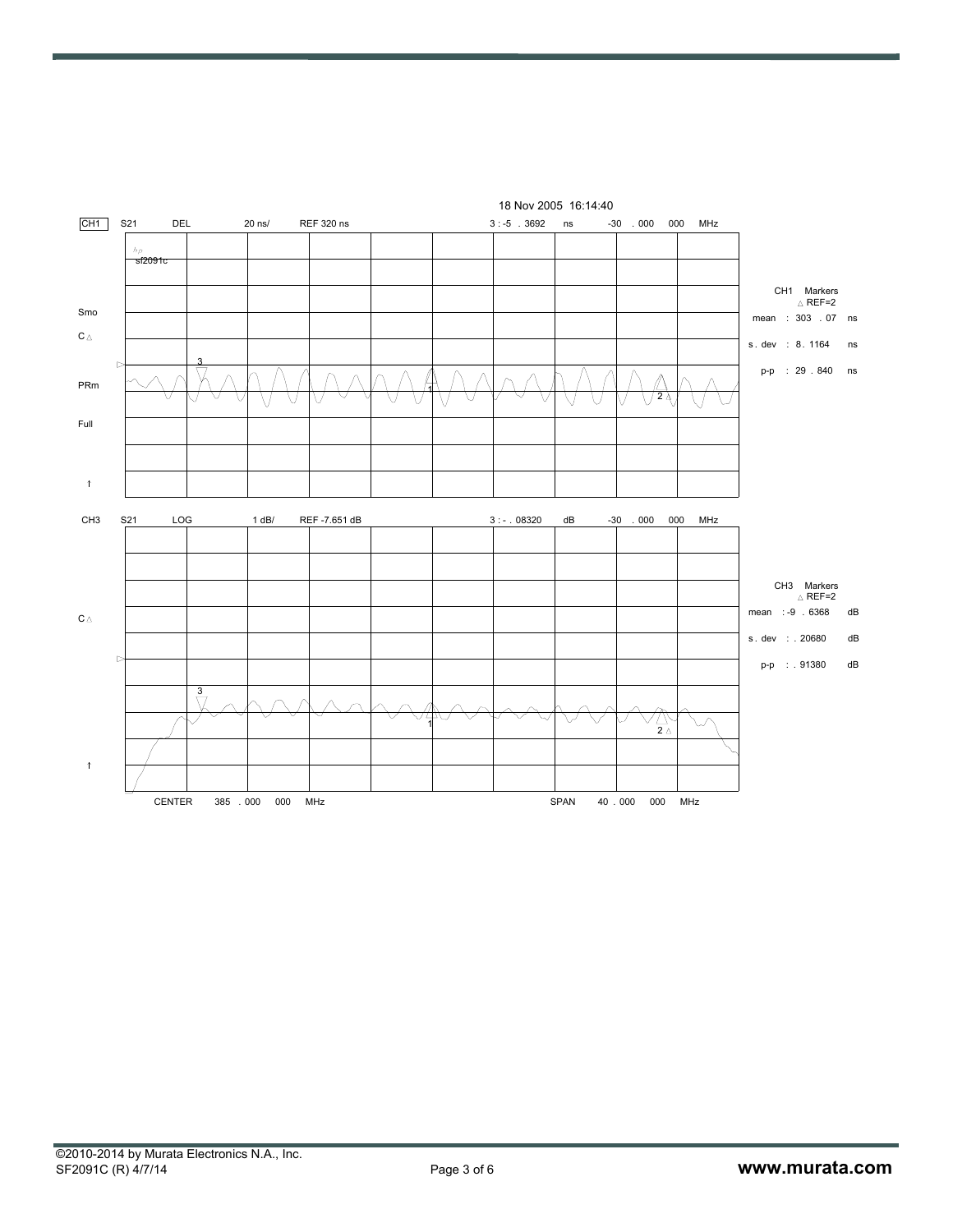18 Nov 2005 16:14:40

CH1 S21 DEL 20 ns/ REF 320 ns 3 : -5 . 3692 ns -30 . 000 000 MHz

sf2091c

Smo

C △

PRm

Full

CH1 Markers
△ REF=2

mean : 303 . 07 ns

s . dev : 8 . 1164 ns

p-p : 29 . 840 ns

CH3 S21 LOG 1 dB/ REF -7.651 dB 3 : - . 08320 dB -30 . 000 000 MHz

C △

CH3 Markers
△ REF=2

mean : -9 . 6368 dB

s . dev : . 20680 dB

p-p : . 91380 dB

CENTER 385 . 000 000 MHz SPAN 40 . 000 000 MHz

©2010-2014 by Murata Electronics N.A., Inc.
SF2091C (R) 4/7/14

www.murata.com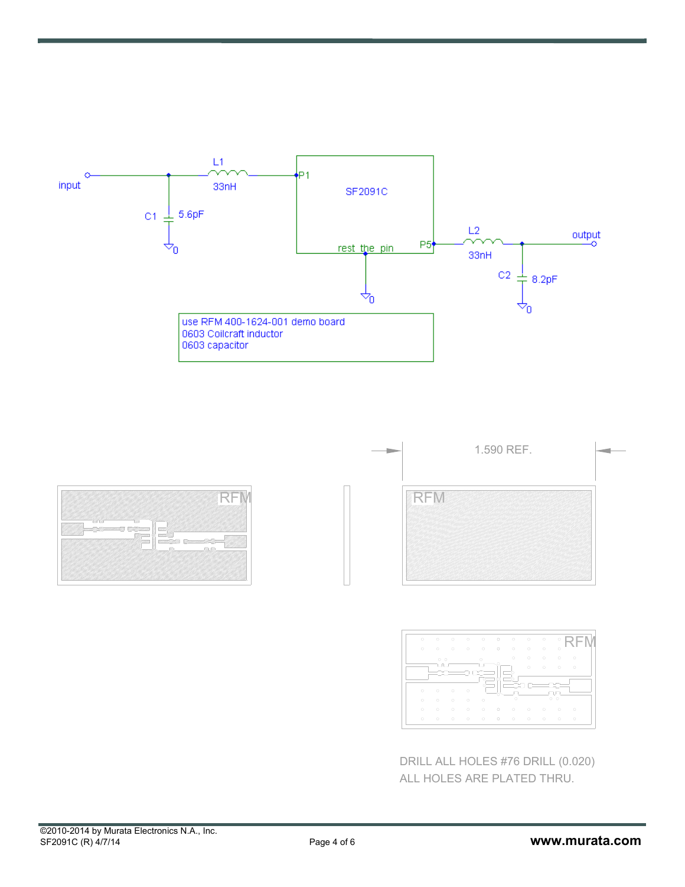input

L1
33nH

C1
5.6pF

P1

SF2091C

rest the pin

P5

L2
33nH

output

C2
8.2pF

use RFM 400-1624-001 demo board
0603 Coilcraft inductor
0603 capacitor

1.590 REF.

RFM

RFM

RFM

DRILL ALL HOLES #76 DRILL (0.020)
ALL HOLES ARE PLATED THRU.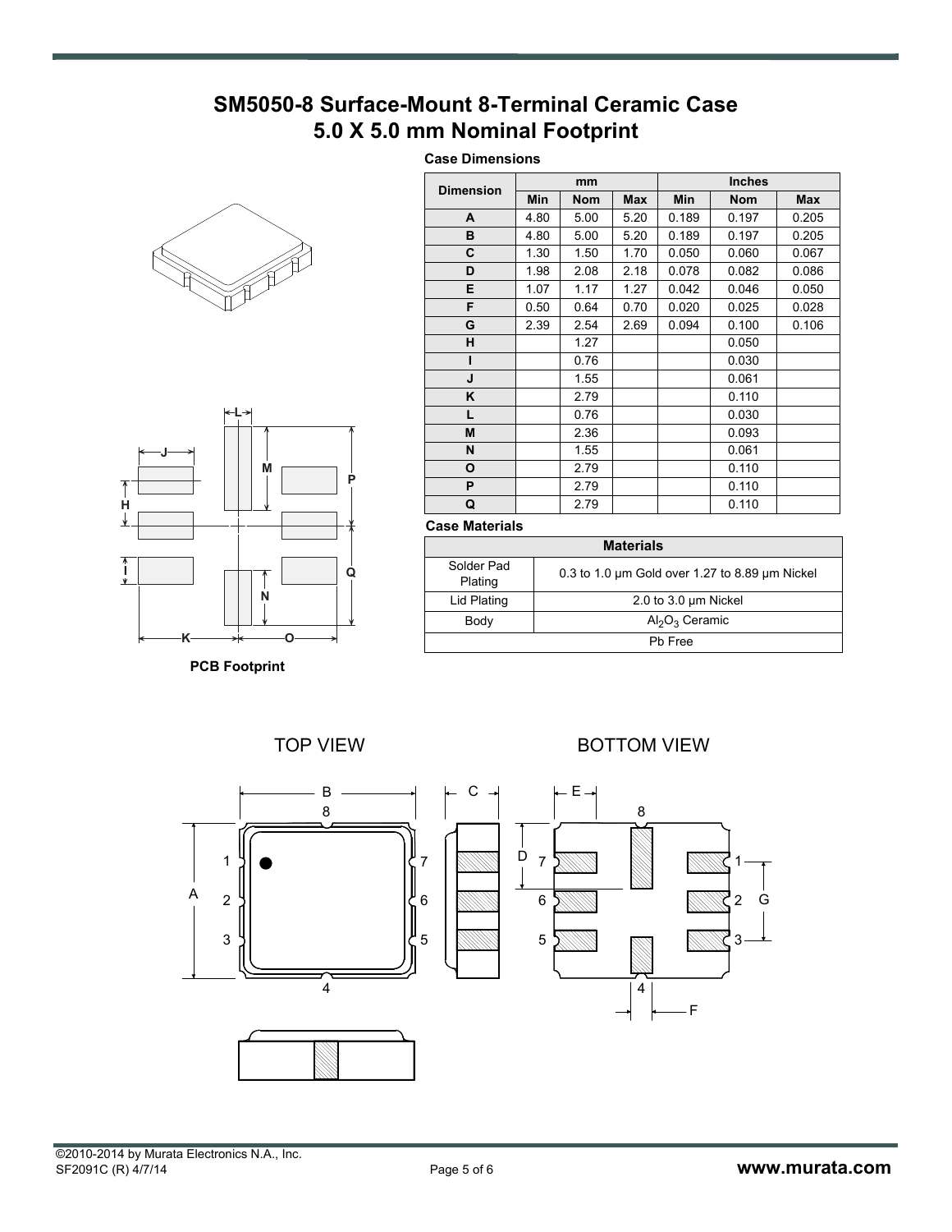# SM5050-8 Surface-Mount 8-Terminal Ceramic Case
# 5.0 X 5.0 mm Nominal Footprint

**Case Dimensions**

| Dimension | mm | | | Inches | | |
|---|---|---|---|---|---|---|
| | Min | Nom | Max | Min | Nom | Max |
| A | 4.80 | 5.00 | 5.20 | 0.189 | 0.197 | 0.205 |
| B | 4.80 | 5.00 | 5.20 | 0.189 | 0.197 | 0.205 |
| C | 1.30 | 1.50 | 1.70 | 0.050 | 0.060 | 0.067 |
| D | 1.98 | 2.08 | 2.18 | 0.078 | 0.082 | 0.086 |
| E | 1.07 | 1.17 | 1.27 | 0.042 | 0.046 | 0.050 |
| F | 0.50 | 0.64 | 0.70 | 0.020 | 0.025 | 0.028 |
| G | 2.39 | 2.54 | 2.69 | 0.094 | 0.100 | 0.106 |
| H | | 1.27 | | | 0.050 | |
| I | | 0.76 | | | 0.030 | |
| J | | 1.55 | | | 0.061 | |
| K | | 2.79 | | | 0.110 | |
| L | | 0.76 | | | 0.030 | |
| M | | 2.36 | | | 0.093 | |
| N | | 1.55 | | | 0.061 | |
| O | | 2.79 | | | 0.110 | |
| P | | 2.79 | | | 0.110 | |
| Q | | 2.79 | | | 0.110 | |

**Case Materials**

| Materials | |
|---|---|
| Solder Pad Plating | 0.3 to 1.0 µm Gold over 1.27 to 8.89 µm Nickel |
| Lid Plating | 2.0 to 3.0 µm Nickel |
| Body | $Al_2O_3$ Ceramic |
| Pb Free | |

**PCB Footprint**

TOP VIEW

BOTTOM VIEW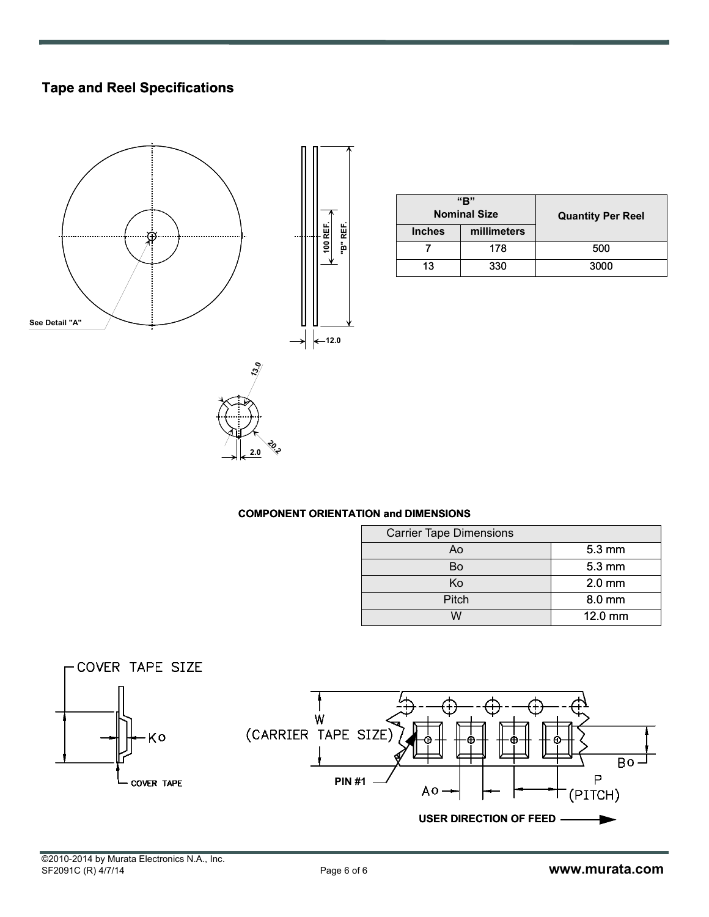## Tape and Reel Specifications

| "B" Nominal Size | | Quantity Per Reel |
|---|---|---|
| Inches | millimeters | |
| 7 | 178 | 500 |
| 13 | 330 | 3000 |

**COMPONENT ORIENTATION and DIMENSIONS**

| Carrier Tape Dimensions | |
|---|---|
| Ao | 5.3 mm |
| Bo | 5.3 mm |
| Ko | 2.0 mm |
| Pitch | 8.0 mm |
| W | 12.0 mm |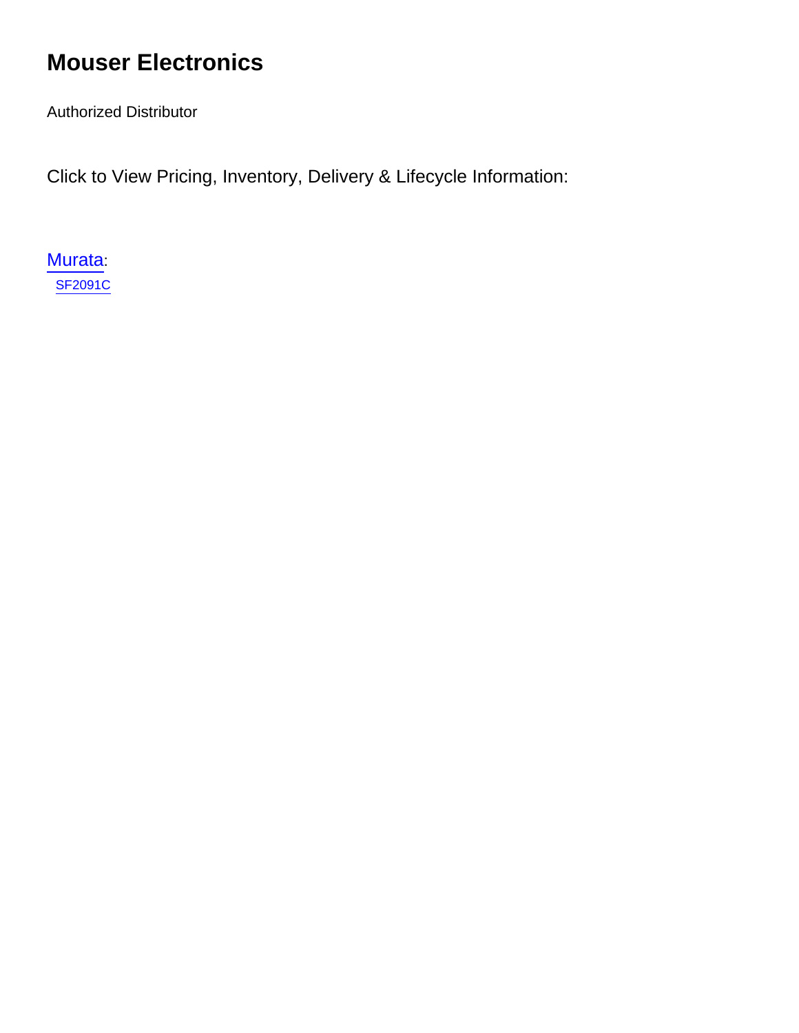# Mouser Electronics

Authorized Distributor

Click to View Pricing, Inventory, Delivery & Lifecycle Information:

[Murata](Murata):

[SF2091C](SF2091C)